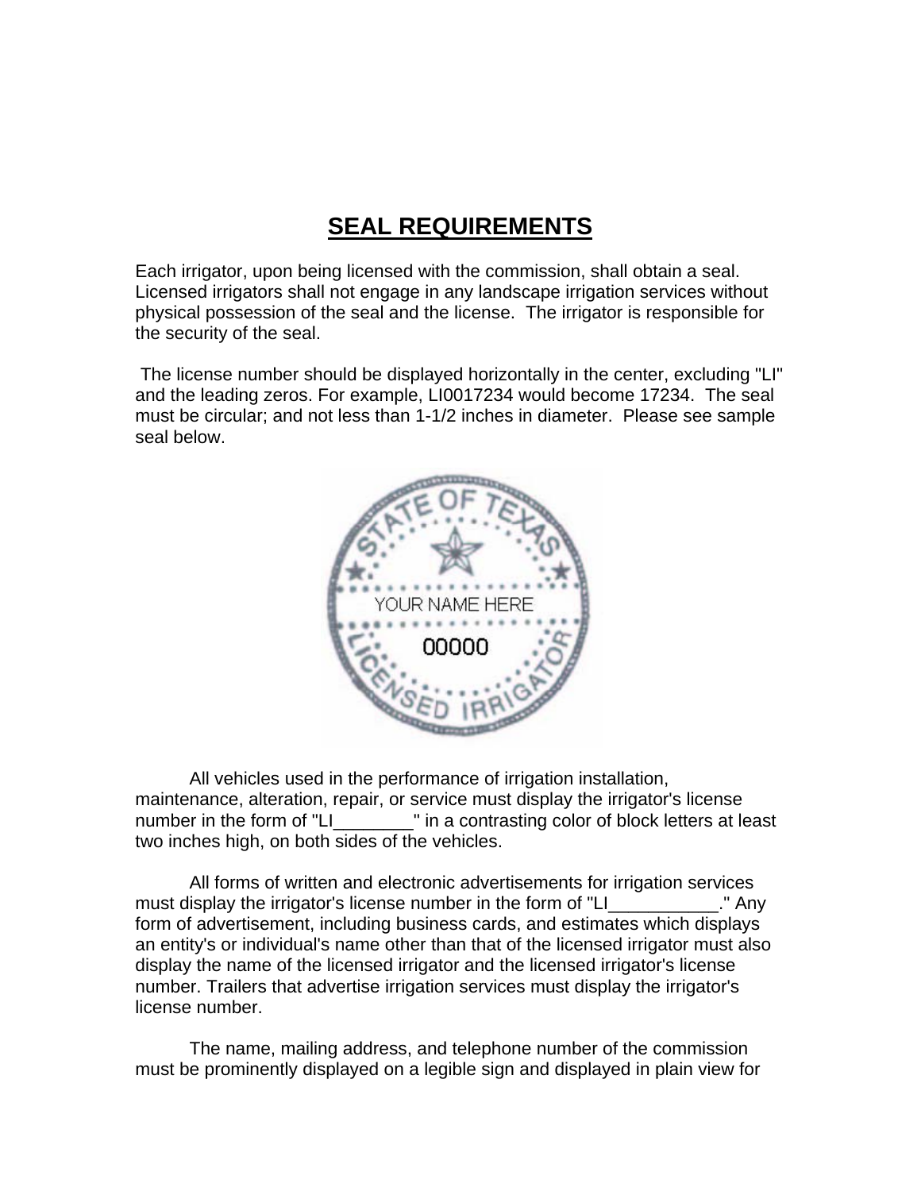# SEAL REQUIREMENTS

Each irrigator, upon being licensed with the commission, shall obtain a seal. Licensed irrigators shall not engage in any landscape irrigation services without physical possession of the seal and the license. The irrigator is responsible for the security of the seal.

The license number should be displayed horizontally in the center, excluding "LI" and the leading zeros. For example, LI0017234 would become 17234. The seal must be circular; and not less than 1-1/2 inches in diameter. Please see sample seal below.

All vehicles used in the performance of irrigation installation, maintenance, alteration, repair, or service must display the irrigator's license number in the form of "LI________" in a contrasting color of block letters at least two inches high, on both sides of the vehicles.

All forms of written and electronic advertisements for irrigation services must display the irrigator's license number in the form of "LI___________." Any form of advertisement, including business cards, and estimates which displays an entity's or individual's name other than that of the licensed irrigator must also display the name of the licensed irrigator and the licensed irrigator's license number. Trailers that advertise irrigation services must display the irrigator's license number.

The name, mailing address, and telephone number of the commission must be prominently displayed on a legible sign and displayed in plain view for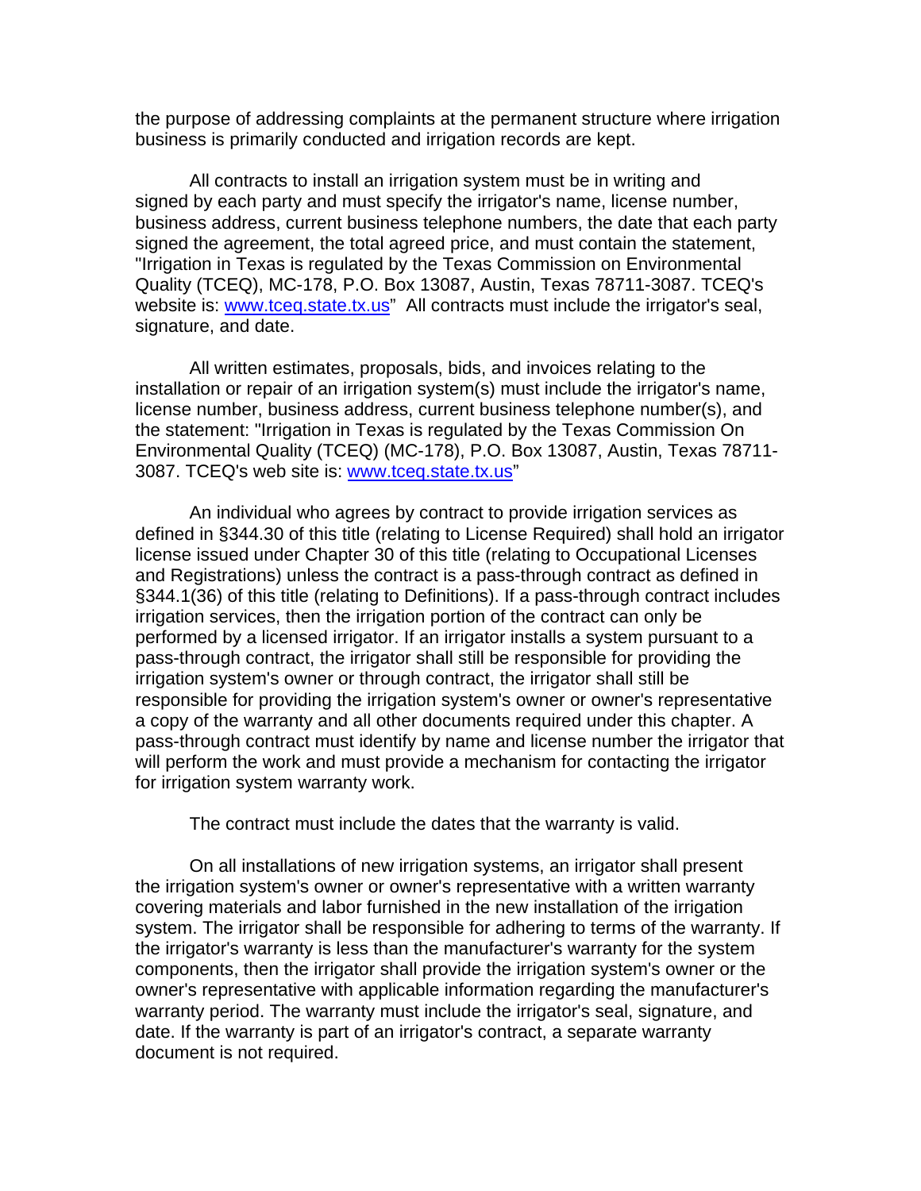the purpose of addressing complaints at the permanent structure where irrigation business is primarily conducted and irrigation records are kept.

All contracts to install an irrigation system must be in writing and signed by each party and must specify the irrigator's name, license number, business address, current business telephone numbers, the date that each party signed the agreement, the total agreed price, and must contain the statement, "Irrigation in Texas is regulated by the Texas Commission on Environmental Quality (TCEQ), MC-178, P.O. Box 13087, Austin, Texas 78711-3087. TCEQ's website is: [www.tceq.state.tx.us](http://www.tceq.state.tx.us)" All contracts must include the irrigator's seal, signature, and date.

All written estimates, proposals, bids, and invoices relating to the installation or repair of an irrigation system(s) must include the irrigator's name, license number, business address, current business telephone number(s), and the statement: "Irrigation in Texas is regulated by the Texas Commission On Environmental Quality (TCEQ) (MC-178), P.O. Box 13087, Austin, Texas 78711-3087. TCEQ's web site is: [www.tceq.state.tx.us](http://www.tceq.state.tx.us)"

An individual who agrees by contract to provide irrigation services as defined in §344.30 of this title (relating to License Required) shall hold an irrigator license issued under Chapter 30 of this title (relating to Occupational Licenses and Registrations) unless the contract is a pass-through contract as defined in §344.1(36) of this title (relating to Definitions). If a pass-through contract includes irrigation services, then the irrigation portion of the contract can only be performed by a licensed irrigator. If an irrigator installs a system pursuant to a pass-through contract, the irrigator shall still be responsible for providing the irrigation system's owner or through contract, the irrigator shall still be responsible for providing the irrigation system's owner or owner's representative a copy of the warranty and all other documents required under this chapter. A pass-through contract must identify by name and license number the irrigator that will perform the work and must provide a mechanism for contacting the irrigator for irrigation system warranty work.

The contract must include the dates that the warranty is valid.

On all installations of new irrigation systems, an irrigator shall present the irrigation system's owner or owner's representative with a written warranty covering materials and labor furnished in the new installation of the irrigation system. The irrigator shall be responsible for adhering to terms of the warranty. If the irrigator's warranty is less than the manufacturer's warranty for the system components, then the irrigator shall provide the irrigation system's owner or the owner's representative with applicable information regarding the manufacturer's warranty period. The warranty must include the irrigator's seal, signature, and date. If the warranty is part of an irrigator's contract, a separate warranty document is not required.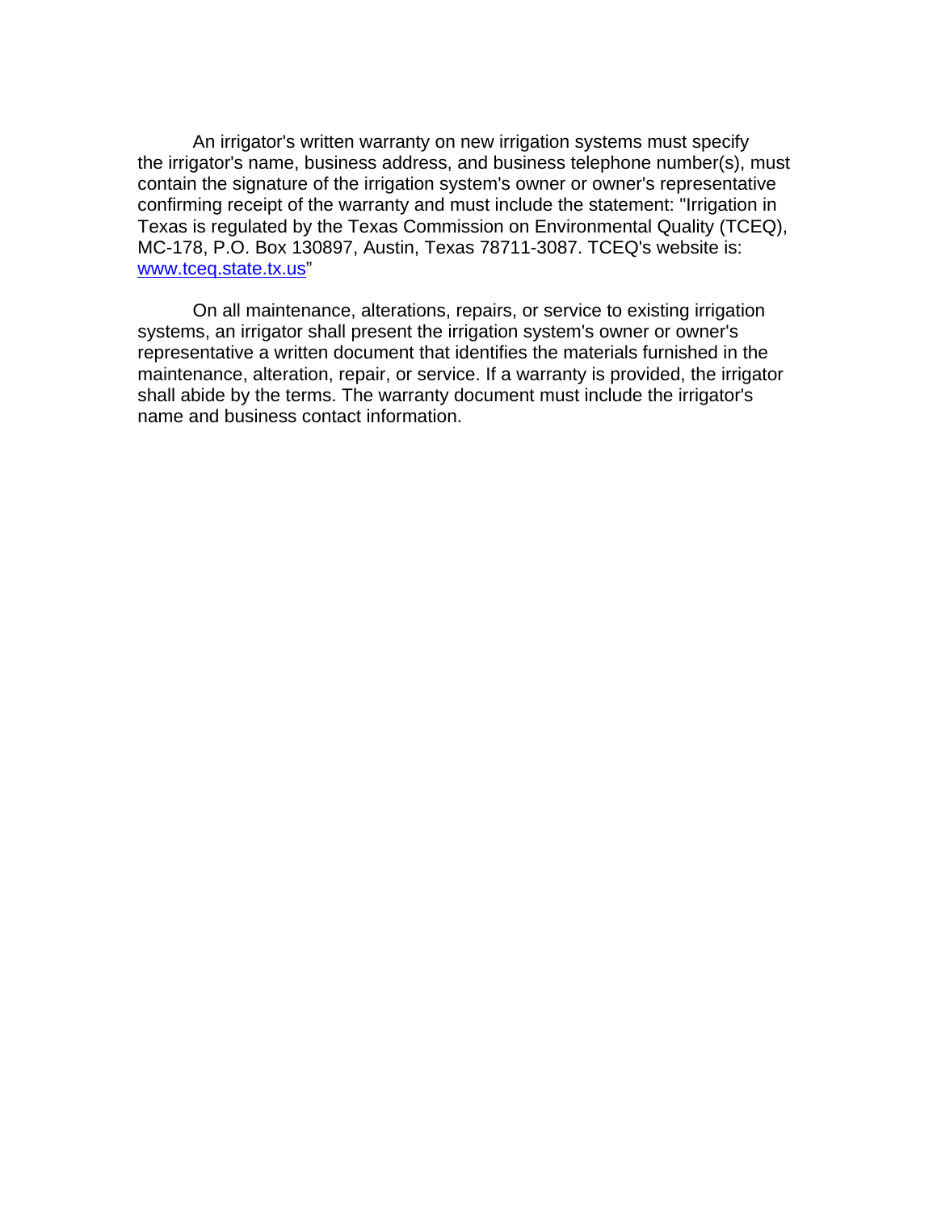An irrigator's written warranty on new irrigation systems must specify the irrigator's name, business address, and business telephone number(s), must contain the signature of the irrigation system's owner or owner's representative confirming receipt of the warranty and must include the statement: "Irrigation in Texas is regulated by the Texas Commission on Environmental Quality (TCEQ), MC-178, P.O. Box 130897, Austin, Texas 78711-3087. TCEQ's website is: [www.tceq.state.tx.us](http://www.tceq.state.tx.us)"

On all maintenance, alterations, repairs, or service to existing irrigation systems, an irrigator shall present the irrigation system's owner or owner's representative a written document that identifies the materials furnished in the maintenance, alteration, repair, or service. If a warranty is provided, the irrigator shall abide by the terms. The warranty document must include the irrigator's name and business contact information.